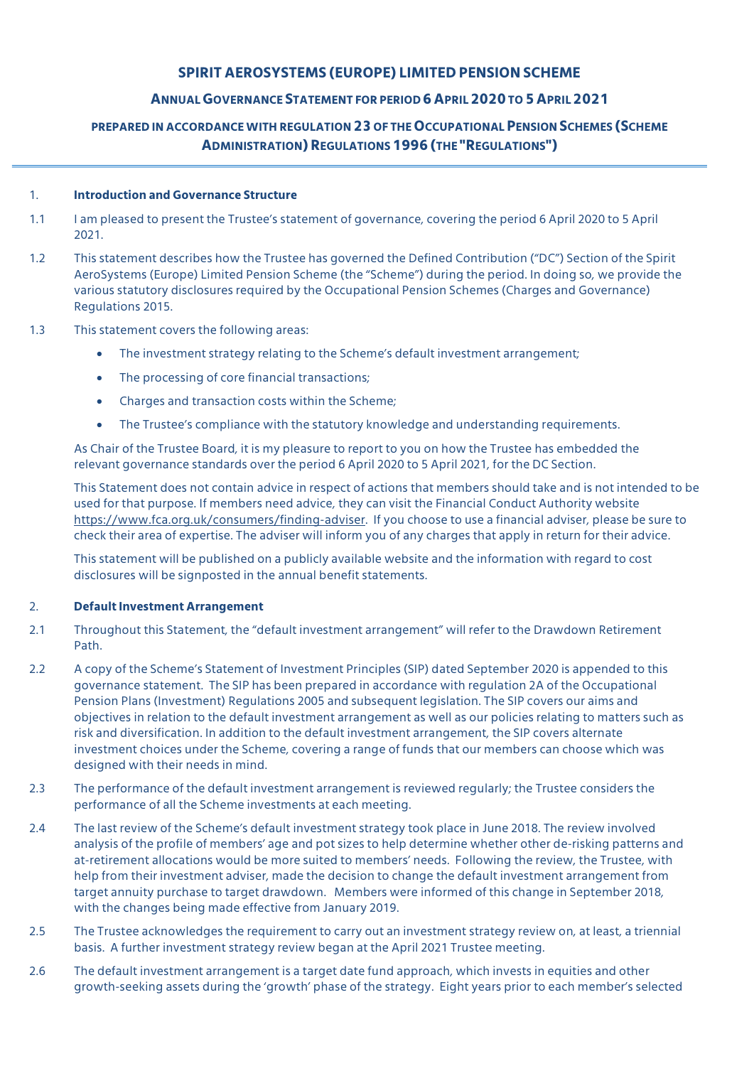# SPIRIT AEROSYSTEMS (EUROPE) LIMITED PENSION SCHEME

## ANNUAL GOVERNANCE STATEMENT FOR PERIOD 6 APRIL 2020 TO 5 APRIL 2021

### PREPARED IN ACCORDANCE WITH REGULATION 23 OF THE OCCUPATIONAL PENSION SCHEMES (SCHEME ADMINISTRATION) REGULATIONS 1996 (THE "REGULATIONS")

1. **Introduction and Governance Structure**

1.1 I am pleased to present the Trustee's statement of governance, covering the period 6 April 2020 to 5 April 2021.

1.2 This statement describes how the Trustee has governed the Defined Contribution ("DC") Section of the Spirit AeroSystems (Europe) Limited Pension Scheme (the "Scheme") during the period. In doing so, we provide the various statutory disclosures required by the Occupational Pension Schemes (Charges and Governance) Regulations 2015.

1.3 This statement covers the following areas:

- The investment strategy relating to the Scheme's default investment arrangement;
- The processing of core financial transactions;
- Charges and transaction costs within the Scheme;
- The Trustee's compliance with the statutory knowledge and understanding requirements.

As Chair of the Trustee Board, it is my pleasure to report to you on how the Trustee has embedded the relevant governance standards over the period 6 April 2020 to 5 April 2021, for the DC Section.

This Statement does not contain advice in respect of actions that members should take and is not intended to be used for that purpose. If members need advice, they can visit the Financial Conduct Authority website https://www.fca.org.uk/consumers/finding-adviser. If you choose to use a financial adviser, please be sure to check their area of expertise. The adviser will inform you of any charges that apply in return for their advice.

This statement will be published on a publicly available website and the information with regard to cost disclosures will be signposted in the annual benefit statements.

2. **Default Investment Arrangement**

2.1 Throughout this Statement, the "default investment arrangement" will refer to the Drawdown Retirement Path.

2.2 A copy of the Scheme's Statement of Investment Principles (SIP) dated September 2020 is appended to this governance statement. The SIP has been prepared in accordance with regulation 2A of the Occupational Pension Plans (Investment) Regulations 2005 and subsequent legislation. The SIP covers our aims and objectives in relation to the default investment arrangement as well as our policies relating to matters such as risk and diversification. In addition to the default investment arrangement, the SIP covers alternate investment choices under the Scheme, covering a range of funds that our members can choose which was designed with their needs in mind.

2.3 The performance of the default investment arrangement is reviewed regularly; the Trustee considers the performance of all the Scheme investments at each meeting.

2.4 The last review of the Scheme's default investment strategy took place in June 2018. The review involved analysis of the profile of members' age and pot sizes to help determine whether other de-risking patterns and at-retirement allocations would be more suited to members' needs. Following the review, the Trustee, with help from their investment adviser, made the decision to change the default investment arrangement from target annuity purchase to target drawdown. Members were informed of this change in September 2018, with the changes being made effective from January 2019.

2.5 The Trustee acknowledges the requirement to carry out an investment strategy review on, at least, a triennial basis. A further investment strategy review began at the April 2021 Trustee meeting.

2.6 The default investment arrangement is a target date fund approach, which invests in equities and other growth-seeking assets during the 'growth' phase of the strategy. Eight years prior to each member's selected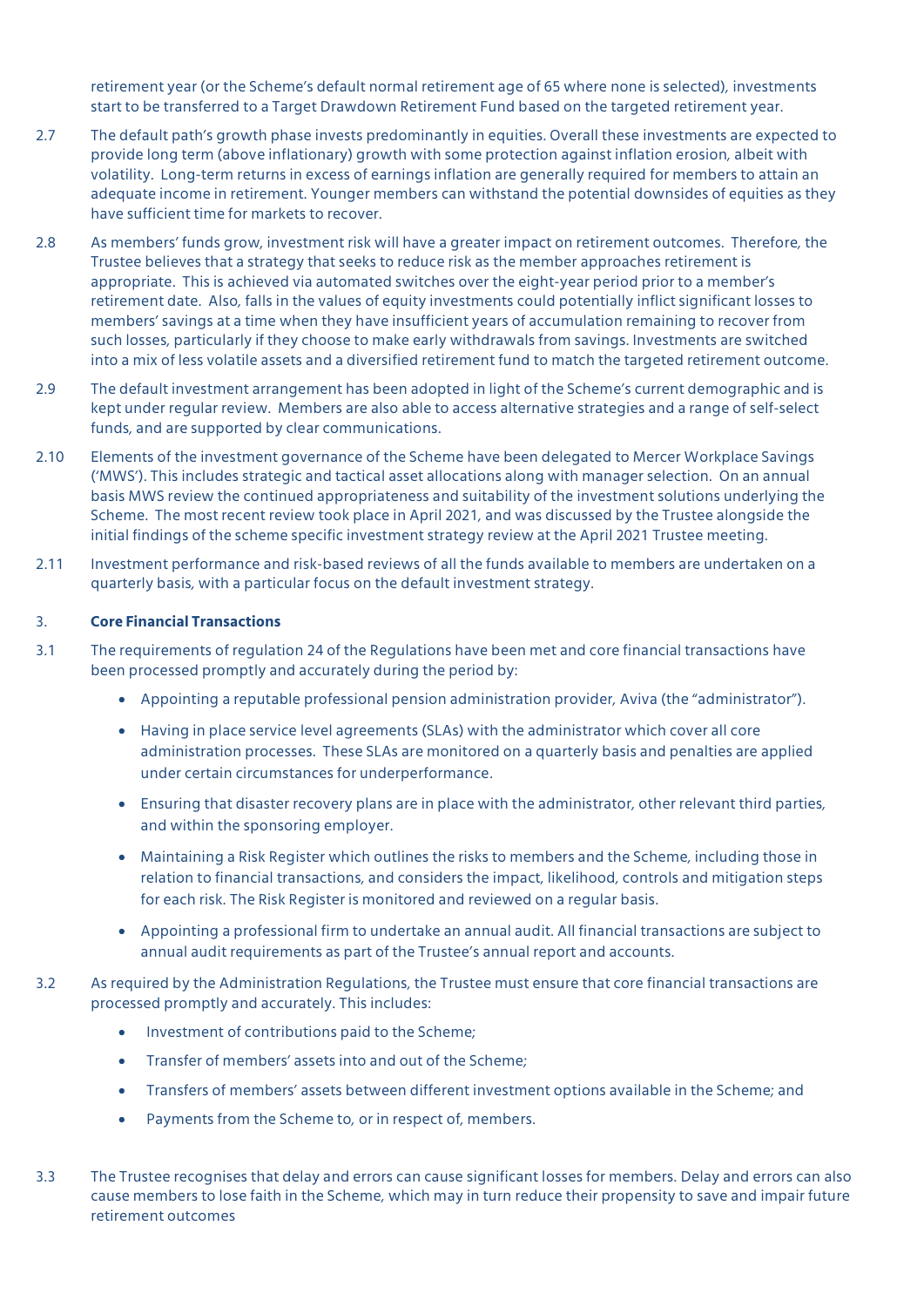retirement year (or the Scheme's default normal retirement age of 65 where none is selected), investments start to be transferred to a Target Drawdown Retirement Fund based on the targeted retirement year.

2.7 The default path's growth phase invests predominantly in equities. Overall these investments are expected to provide long term (above inflationary) growth with some protection against inflation erosion, albeit with volatility. Long-term returns in excess of earnings inflation are generally required for members to attain an adequate income in retirement. Younger members can withstand the potential downsides of equities as they have sufficient time for markets to recover.

2.8 As members' funds grow, investment risk will have a greater impact on retirement outcomes. Therefore, the Trustee believes that a strategy that seeks to reduce risk as the member approaches retirement is appropriate. This is achieved via automated switches over the eight-year period prior to a member's retirement date. Also, falls in the values of equity investments could potentially inflict significant losses to members' savings at a time when they have insufficient years of accumulation remaining to recover from such losses, particularly if they choose to make early withdrawals from savings. Investments are switched into a mix of less volatile assets and a diversified retirement fund to match the targeted retirement outcome.

2.9 The default investment arrangement has been adopted in light of the Scheme's current demographic and is kept under regular review. Members are also able to access alternative strategies and a range of self-select funds, and are supported by clear communications.

2.10 Elements of the investment governance of the Scheme have been delegated to Mercer Workplace Savings ('MWS'). This includes strategic and tactical asset allocations along with manager selection. On an annual basis MWS review the continued appropriateness and suitability of the investment solutions underlying the Scheme. The most recent review took place in April 2021, and was discussed by the Trustee alongside the initial findings of the scheme specific investment strategy review at the April 2021 Trustee meeting.

2.11 Investment performance and risk-based reviews of all the funds available to members are undertaken on a quarterly basis, with a particular focus on the default investment strategy.

## 3. Core Financial Transactions

3.1 The requirements of regulation 24 of the Regulations have been met and core financial transactions have been processed promptly and accurately during the period by:

- Appointing a reputable professional pension administration provider, Aviva (the "administrator").
- Having in place service level agreements (SLAs) with the administrator which cover all core administration processes. These SLAs are monitored on a quarterly basis and penalties are applied under certain circumstances for underperformance.
- Ensuring that disaster recovery plans are in place with the administrator, other relevant third parties, and within the sponsoring employer.
- Maintaining a Risk Register which outlines the risks to members and the Scheme, including those in relation to financial transactions, and considers the impact, likelihood, controls and mitigation steps for each risk. The Risk Register is monitored and reviewed on a regular basis.
- Appointing a professional firm to undertake an annual audit. All financial transactions are subject to annual audit requirements as part of the Trustee's annual report and accounts.

3.2 As required by the Administration Regulations, the Trustee must ensure that core financial transactions are processed promptly and accurately. This includes:

- Investment of contributions paid to the Scheme;
- Transfer of members' assets into and out of the Scheme;
- Transfers of members' assets between different investment options available in the Scheme; and
- Payments from the Scheme to, or in respect of, members.

3.3 The Trustee recognises that delay and errors can cause significant losses for members. Delay and errors can also cause members to lose faith in the Scheme, which may in turn reduce their propensity to save and impair future retirement outcomes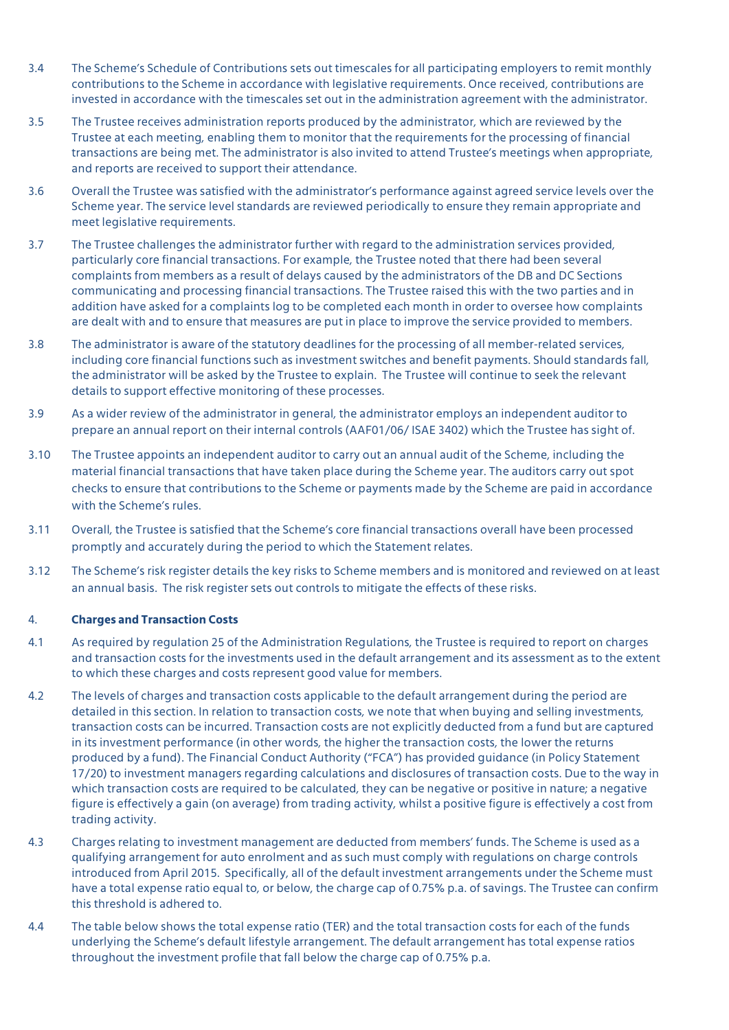3.4 The Scheme's Schedule of Contributions sets out timescales for all participating employers to remit monthly contributions to the Scheme in accordance with legislative requirements. Once received, contributions are invested in accordance with the timescales set out in the administration agreement with the administrator.

3.5 The Trustee receives administration reports produced by the administrator, which are reviewed by the Trustee at each meeting, enabling them to monitor that the requirements for the processing of financial transactions are being met. The administrator is also invited to attend Trustee's meetings when appropriate, and reports are received to support their attendance.

3.6 Overall the Trustee was satisfied with the administrator's performance against agreed service levels over the Scheme year. The service level standards are reviewed periodically to ensure they remain appropriate and meet legislative requirements.

3.7 The Trustee challenges the administrator further with regard to the administration services provided, particularly core financial transactions. For example, the Trustee noted that there had been several complaints from members as a result of delays caused by the administrators of the DB and DC Sections communicating and processing financial transactions. The Trustee raised this with the two parties and in addition have asked for a complaints log to be completed each month in order to oversee how complaints are dealt with and to ensure that measures are put in place to improve the service provided to members.

3.8 The administrator is aware of the statutory deadlines for the processing of all member-related services, including core financial functions such as investment switches and benefit payments. Should standards fall, the administrator will be asked by the Trustee to explain. The Trustee will continue to seek the relevant details to support effective monitoring of these processes.

3.9 As a wider review of the administrator in general, the administrator employs an independent auditor to prepare an annual report on their internal controls (AAF01/06/ ISAE 3402) which the Trustee has sight of.

3.10 The Trustee appoints an independent auditor to carry out an annual audit of the Scheme, including the material financial transactions that have taken place during the Scheme year. The auditors carry out spot checks to ensure that contributions to the Scheme or payments made by the Scheme are paid in accordance with the Scheme's rules.

3.11 Overall, the Trustee is satisfied that the Scheme's core financial transactions overall have been processed promptly and accurately during the period to which the Statement relates.

3.12 The Scheme's risk register details the key risks to Scheme members and is monitored and reviewed on at least an annual basis. The risk register sets out controls to mitigate the effects of these risks.

## 4. Charges and Transaction Costs

4.1 As required by regulation 25 of the Administration Regulations, the Trustee is required to report on charges and transaction costs for the investments used in the default arrangement and its assessment as to the extent to which these charges and costs represent good value for members.

4.2 The levels of charges and transaction costs applicable to the default arrangement during the period are detailed in this section. In relation to transaction costs, we note that when buying and selling investments, transaction costs can be incurred. Transaction costs are not explicitly deducted from a fund but are captured in its investment performance (in other words, the higher the transaction costs, the lower the returns produced by a fund). The Financial Conduct Authority ("FCA") has provided guidance (in Policy Statement 17/20) to investment managers regarding calculations and disclosures of transaction costs. Due to the way in which transaction costs are required to be calculated, they can be negative or positive in nature; a negative figure is effectively a gain (on average) from trading activity, whilst a positive figure is effectively a cost from trading activity.

4.3 Charges relating to investment management are deducted from members' funds. The Scheme is used as a qualifying arrangement for auto enrolment and as such must comply with regulations on charge controls introduced from April 2015. Specifically, all of the default investment arrangements under the Scheme must have a total expense ratio equal to, or below, the charge cap of 0.75% p.a. of savings. The Trustee can confirm this threshold is adhered to.

4.4 The table below shows the total expense ratio (TER) and the total transaction costs for each of the funds underlying the Scheme's default lifestyle arrangement. The default arrangement has total expense ratios throughout the investment profile that fall below the charge cap of 0.75% p.a.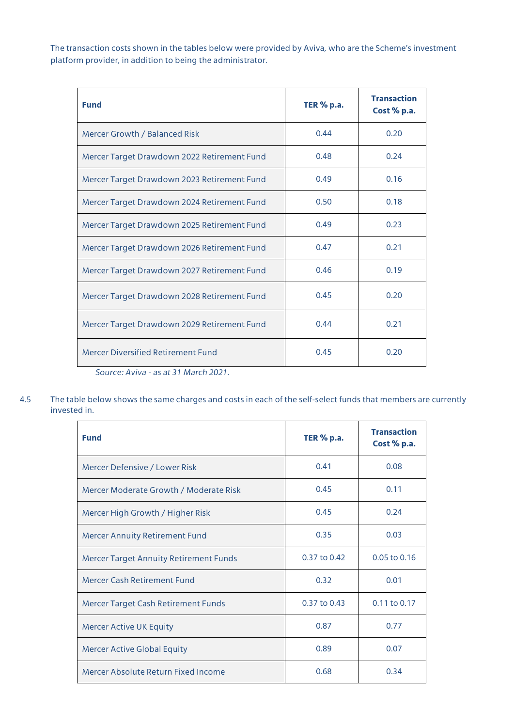The transaction costs shown in the tables below were provided by Aviva, who are the Scheme's investment platform provider, in addition to being the administrator.

| Fund | TER % p.a. | Transaction Cost % p.a. |
|---|---|---|
| Mercer Growth / Balanced Risk | 0.44 | 0.20 |
| Mercer Target Drawdown 2022 Retirement Fund | 0.48 | 0.24 |
| Mercer Target Drawdown 2023 Retirement Fund | 0.49 | 0.16 |
| Mercer Target Drawdown 2024 Retirement Fund | 0.50 | 0.18 |
| Mercer Target Drawdown 2025 Retirement Fund | 0.49 | 0.23 |
| Mercer Target Drawdown 2026 Retirement Fund | 0.47 | 0.21 |
| Mercer Target Drawdown 2027 Retirement Fund | 0.46 | 0.19 |
| Mercer Target Drawdown 2028 Retirement Fund | 0.45 | 0.20 |
| Mercer Target Drawdown 2029 Retirement Fund | 0.44 | 0.21 |
| Mercer Diversified Retirement Fund | 0.45 | 0.20 |

*Source: Aviva - as at 31 March 2021.*

4.5 The table below shows the same charges and costs in each of the self-select funds that members are currently invested in.

| Fund | TER % p.a. | Transaction Cost % p.a. |
|---|---|---|
| Mercer Defensive / Lower Risk | 0.41 | 0.08 |
| Mercer Moderate Growth / Moderate Risk | 0.45 | 0.11 |
| Mercer High Growth / Higher Risk | 0.45 | 0.24 |
| Mercer Annuity Retirement Fund | 0.35 | 0.03 |
| Mercer Target Annuity Retirement Funds | 0.37 to 0.42 | 0.05 to 0.16 |
| Mercer Cash Retirement Fund | 0.32 | 0.01 |
| Mercer Target Cash Retirement Funds | 0.37 to 0.43 | 0.11 to 0.17 |
| Mercer Active UK Equity | 0.87 | 0.77 |
| Mercer Active Global Equity | 0.89 | 0.07 |
| Mercer Absolute Return Fixed Income | 0.68 | 0.34 |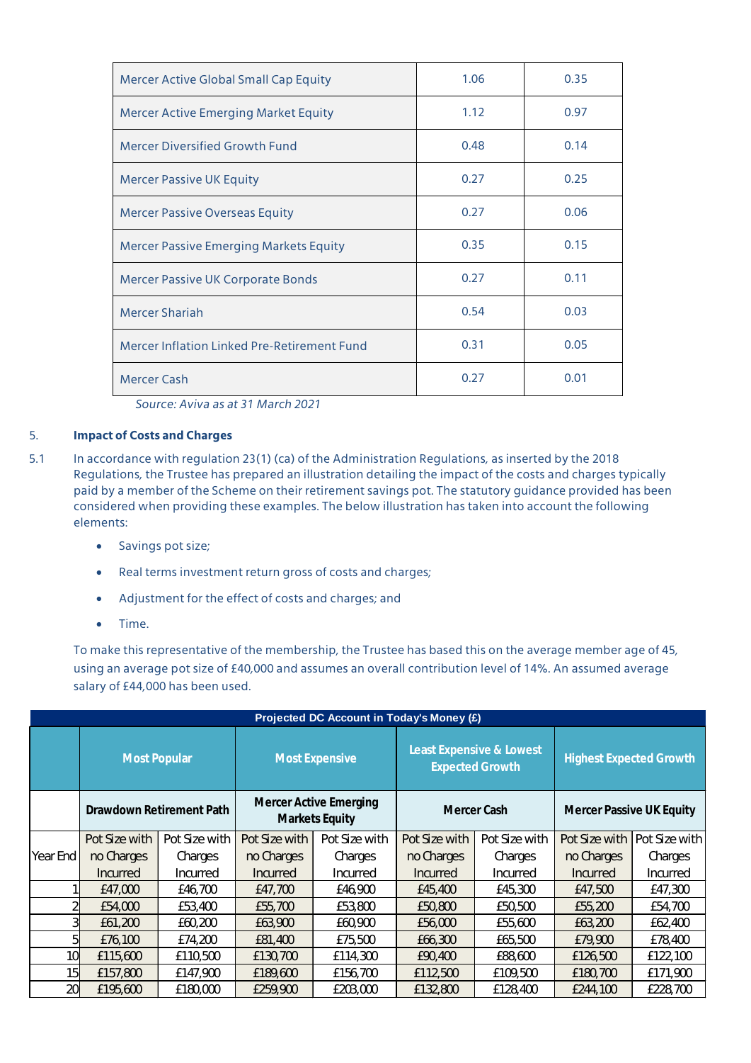| | | |
|---|---|---|
| Mercer Active Global Small Cap Equity | 1.06 | 0.35 |
| Mercer Active Emerging Market Equity | 1.12 | 0.97 |
| Mercer Diversified Growth Fund | 0.48 | 0.14 |
| Mercer Passive UK Equity | 0.27 | 0.25 |
| Mercer Passive Overseas Equity | 0.27 | 0.06 |
| Mercer Passive Emerging Markets Equity | 0.35 | 0.15 |
| Mercer Passive UK Corporate Bonds | 0.27 | 0.11 |
| Mercer Shariah | 0.54 | 0.03 |
| Mercer Inflation Linked Pre-Retirement Fund | 0.31 | 0.05 |
| Mercer Cash | 0.27 | 0.01 |

*Source: Aviva as at 31 March 2021*

5. **Impact of Costs and Charges**

5.1 In accordance with regulation 23(1) (ca) of the Administration Regulations, as inserted by the 2018 Regulations, the Trustee has prepared an illustration detailing the impact of the costs and charges typically paid by a member of the Scheme on their retirement savings pot. The statutory guidance provided has been considered when providing these examples. The below illustration has taken into account the following elements:

- Savings pot size;
- Real terms investment return gross of costs and charges;
- Adjustment for the effect of costs and charges; and
- Time.

To make this representative of the membership, the Trustee has based this on the average member age of 45, using an average pot size of £40,000 and assumes an overall contribution level of 14%. An assumed average salary of £44,000 has been used.

**Projected DC Account in Today's Money (£)**

| | Most Popular | | Most Expensive | | Least Expensive & Lowest Expected Growth | | Highest Expected Growth | |
|---|---|---|---|---|---|---|---|---|
| | Drawdown Retirement Path | | Mercer Active Emerging Markets Equity | | Mercer Cash | | Mercer Passive UK Equity | |
| Year End | Pot Size with no Charges Incurred | Pot Size with Charges Incurred | Pot Size with no Charges Incurred | Pot Size with Charges Incurred | Pot Size with no Charges Incurred | Pot Size with Charges Incurred | Pot Size with no Charges Incurred | Pot Size with Charges Incurred |
| 1 | £47,000 | £46,700 | £47,700 | £46,900 | £45,400 | £45,300 | £47,500 | £47,300 |
| 2 | £54,000 | £53,400 | £55,700 | £53,800 | £50,800 | £50,500 | £55,200 | £54,700 |
| 3 | £61,200 | £60,200 | £63,900 | £60,900 | £56,000 | £55,600 | £63,200 | £62,400 |
| 5 | £76,100 | £74,200 | £81,400 | £75,500 | £66,300 | £65,500 | £79,900 | £78,400 |
| 10 | £115,600 | £110,500 | £130,700 | £114,300 | £90,400 | £88,600 | £126,500 | £122,100 |
| 15 | £157,800 | £147,900 | £189,600 | £156,700 | £112,500 | £109,500 | £180,700 | £171,900 |
| 20 | £195,600 | £180,000 | £259,900 | £203,000 | £132,800 | £128,400 | £244,100 | £228,700 |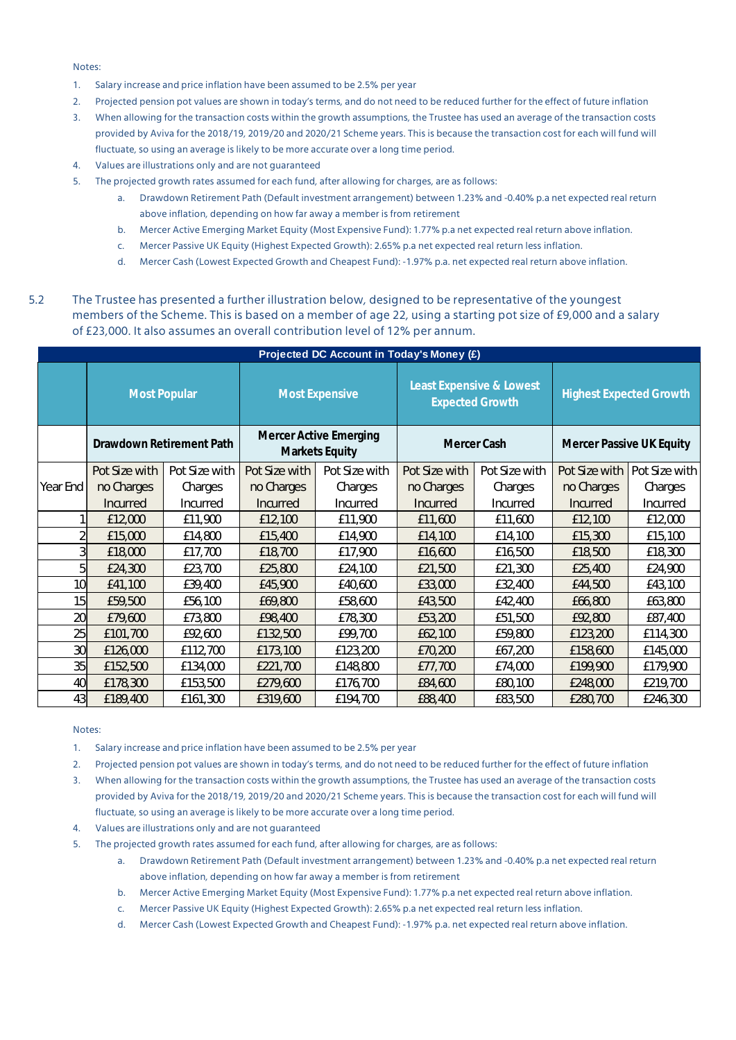Notes:

1. Salary increase and price inflation have been assumed to be 2.5% per year
2. Projected pension pot values are shown in today's terms, and do not need to be reduced further for the effect of future inflation
3. When allowing for the transaction costs within the growth assumptions, the Trustee has used an average of the transaction costs provided by Aviva for the 2018/19, 2019/20 and 2020/21 Scheme years. This is because the transaction cost for each will fund will fluctuate, so using an average is likely to be more accurate over a long time period.
4. Values are illustrations only and are not guaranteed
5. The projected growth rates assumed for each fund, after allowing for charges, are as follows:
   a. Drawdown Retirement Path (Default investment arrangement) between 1.23% and -0.40% p.a net expected real return above inflation, depending on how far away a member is from retirement
   b. Mercer Active Emerging Market Equity (Most Expensive Fund): 1.77% p.a net expected real return above inflation.
   c. Mercer Passive UK Equity (Highest Expected Growth): 2.65% p.a net expected real return less inflation.
   d. Mercer Cash (Lowest Expected Growth and Cheapest Fund): -1.97% p.a. net expected real return above inflation.

5.2 The Trustee has presented a further illustration below, designed to be representative of the youngest members of the Scheme. This is based on a member of age 22, using a starting pot size of £9,000 and a salary of £23,000. It also assumes an overall contribution level of 12% per annum.

| Projected DC Account in Today's Money (£) | | | | | | | | |
|---|---|---|---|---|---|---|---|---|
| | Most Popular | | Most Expensive | | Least Expensive & Lowest Expected Growth | | Highest Expected Growth | |
| | Drawdown Retirement Path | | Mercer Active Emerging Markets Equity | | Mercer Cash | | Mercer Passive UK Equity | |
| Year End | Pot Size with no Charges Incurred | Pot Size with Charges Incurred | Pot Size with no Charges Incurred | Pot Size with Charges Incurred | Pot Size with no Charges Incurred | Pot Size with Charges Incurred | Pot Size with no Charges Incurred | Pot Size with Charges Incurred |
| 1 | £12,000 | £11,900 | £12,100 | £11,900 | £11,600 | £11,600 | £12,100 | £12,000 |
| 2 | £15,000 | £14,800 | £15,400 | £14,900 | £14,100 | £14,100 | £15,300 | £15,100 |
| 3 | £18,000 | £17,700 | £18,700 | £17,900 | £16,600 | £16,500 | £18,500 | £18,300 |
| 5 | £24,300 | £23,700 | £25,800 | £24,100 | £21,500 | £21,300 | £25,400 | £24,900 |
| 10 | £41,100 | £39,400 | £45,900 | £40,600 | £33,000 | £32,400 | £44,500 | £43,100 |
| 15 | £59,500 | £56,100 | £69,800 | £58,600 | £43,500 | £42,400 | £66,800 | £63,800 |
| 20 | £79,600 | £73,800 | £98,400 | £78,300 | £53,200 | £51,500 | £92,800 | £87,400 |
| 25 | £101,700 | £92,600 | £132,500 | £99,700 | £62,100 | £59,800 | £123,200 | £114,300 |
| 30 | £126,000 | £112,700 | £173,100 | £123,200 | £70,200 | £67,200 | £158,600 | £145,000 |
| 35 | £152,500 | £134,000 | £221,700 | £148,800 | £77,700 | £74,000 | £199,900 | £179,900 |
| 40 | £178,300 | £153,500 | £279,600 | £176,700 | £84,600 | £80,100 | £248,000 | £219,700 |
| 43 | £189,400 | £161,300 | £319,600 | £194,700 | £88,400 | £83,500 | £280,700 | £246,300 |

Notes:

1. Salary increase and price inflation have been assumed to be 2.5% per year
2. Projected pension pot values are shown in today's terms, and do not need to be reduced further for the effect of future inflation
3. When allowing for the transaction costs within the growth assumptions, the Trustee has used an average of the transaction costs provided by Aviva for the 2018/19, 2019/20 and 2020/21 Scheme years. This is because the transaction cost for each will fund will fluctuate, so using an average is likely to be more accurate over a long time period.
4. Values are illustrations only and are not guaranteed
5. The projected growth rates assumed for each fund, after allowing for charges, are as follows:
   a. Drawdown Retirement Path (Default investment arrangement) between 1.23% and -0.40% p.a net expected real return above inflation, depending on how far away a member is from retirement
   b. Mercer Active Emerging Market Equity (Most Expensive Fund): 1.77% p.a net expected real return above inflation.
   c. Mercer Passive UK Equity (Highest Expected Growth): 2.65% p.a net expected real return less inflation.
   d. Mercer Cash (Lowest Expected Growth and Cheapest Fund): -1.97% p.a. net expected real return above inflation.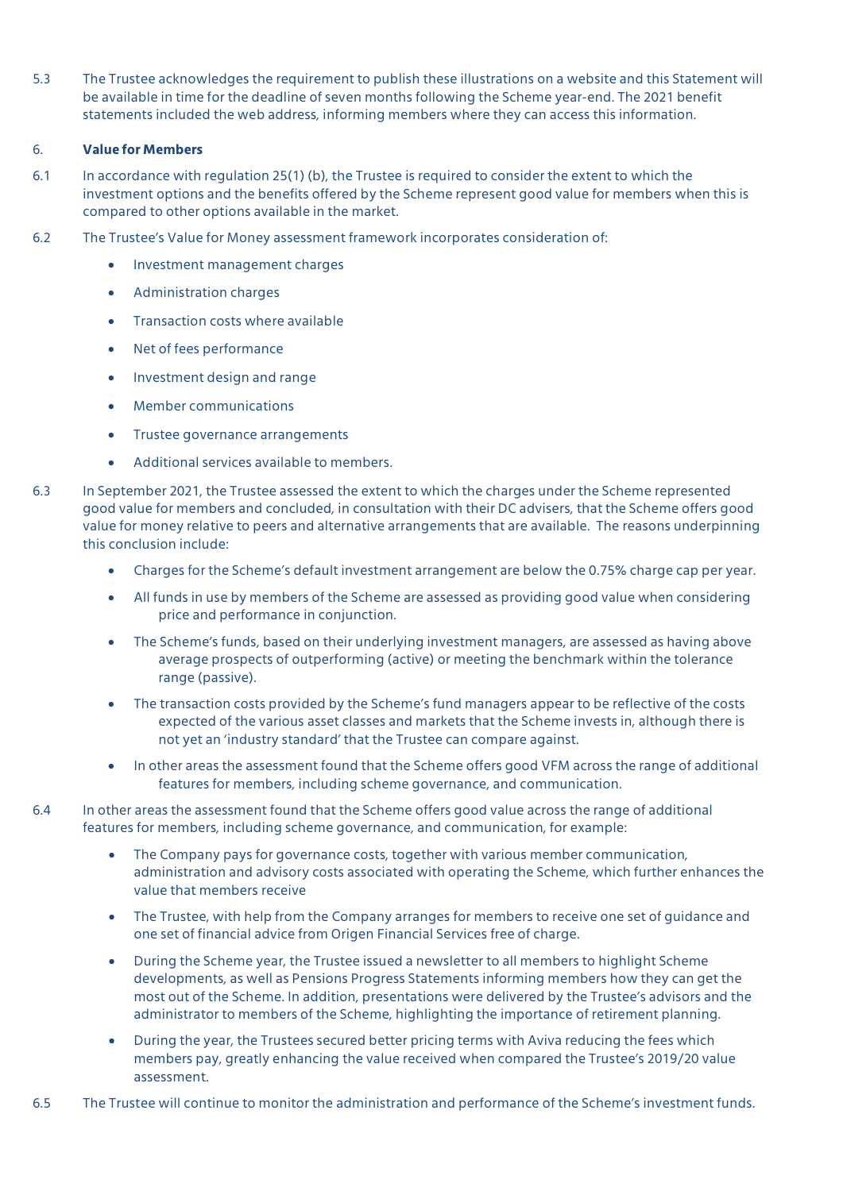5.3 The Trustee acknowledges the requirement to publish these illustrations on a website and this Statement will be available in time for the deadline of seven months following the Scheme year-end. The 2021 benefit statements included the web address, informing members where they can access this information.

## 6. Value for Members

6.1 In accordance with regulation 25(1) (b), the Trustee is required to consider the extent to which the investment options and the benefits offered by the Scheme represent good value for members when this is compared to other options available in the market.

6.2 The Trustee's Value for Money assessment framework incorporates consideration of:

- Investment management charges
- Administration charges
- Transaction costs where available
- Net of fees performance
- Investment design and range
- Member communications
- Trustee governance arrangements
- Additional services available to members.

6.3 In September 2021, the Trustee assessed the extent to which the charges under the Scheme represented good value for members and concluded, in consultation with their DC advisers, that the Scheme offers good value for money relative to peers and alternative arrangements that are available. The reasons underpinning this conclusion include:

- Charges for the Scheme's default investment arrangement are below the 0.75% charge cap per year.
- All funds in use by members of the Scheme are assessed as providing good value when considering price and performance in conjunction.
- The Scheme's funds, based on their underlying investment managers, are assessed as having above average prospects of outperforming (active) or meeting the benchmark within the tolerance range (passive).
- The transaction costs provided by the Scheme's fund managers appear to be reflective of the costs expected of the various asset classes and markets that the Scheme invests in, although there is not yet an 'industry standard' that the Trustee can compare against.
- In other areas the assessment found that the Scheme offers good VFM across the range of additional features for members, including scheme governance, and communication.

6.4 In other areas the assessment found that the Scheme offers good value across the range of additional features for members, including scheme governance, and communication, for example:

- The Company pays for governance costs, together with various member communication, administration and advisory costs associated with operating the Scheme, which further enhances the value that members receive
- The Trustee, with help from the Company arranges for members to receive one set of guidance and one set of financial advice from Origen Financial Services free of charge.
- During the Scheme year, the Trustee issued a newsletter to all members to highlight Scheme developments, as well as Pensions Progress Statements informing members how they can get the most out of the Scheme. In addition, presentations were delivered by the Trustee's advisors and the administrator to members of the Scheme, highlighting the importance of retirement planning.
- During the year, the Trustees secured better pricing terms with Aviva reducing the fees which members pay, greatly enhancing the value received when compared the Trustee's 2019/20 value assessment.

6.5 The Trustee will continue to monitor the administration and performance of the Scheme's investment funds.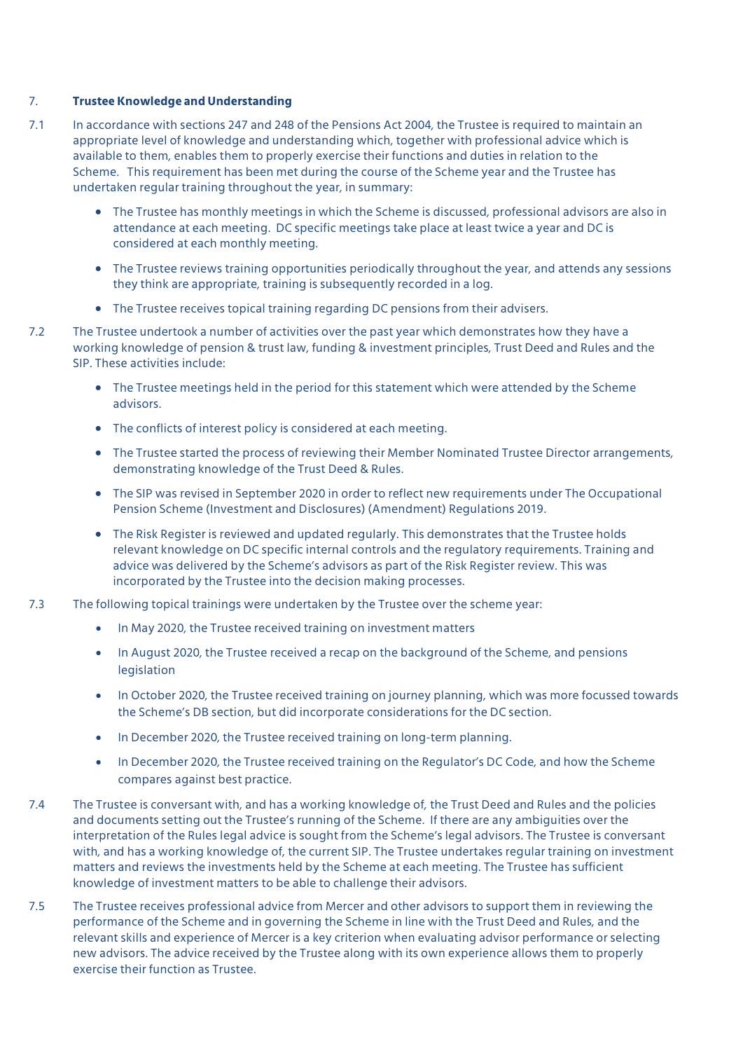## 7. Trustee Knowledge and Understanding

7.1 In accordance with sections 247 and 248 of the Pensions Act 2004, the Trustee is required to maintain an appropriate level of knowledge and understanding which, together with professional advice which is available to them, enables them to properly exercise their functions and duties in relation to the Scheme. This requirement has been met during the course of the Scheme year and the Trustee has undertaken regular training throughout the year, in summary:

- The Trustee has monthly meetings in which the Scheme is discussed, professional advisors are also in attendance at each meeting. DC specific meetings take place at least twice a year and DC is considered at each monthly meeting.
- The Trustee reviews training opportunities periodically throughout the year, and attends any sessions they think are appropriate, training is subsequently recorded in a log.
- The Trustee receives topical training regarding DC pensions from their advisers.

7.2 The Trustee undertook a number of activities over the past year which demonstrates how they have a working knowledge of pension & trust law, funding & investment principles, Trust Deed and Rules and the SIP. These activities include:

- The Trustee meetings held in the period for this statement which were attended by the Scheme advisors.
- The conflicts of interest policy is considered at each meeting.
- The Trustee started the process of reviewing their Member Nominated Trustee Director arrangements, demonstrating knowledge of the Trust Deed & Rules.
- The SIP was revised in September 2020 in order to reflect new requirements under The Occupational Pension Scheme (Investment and Disclosures) (Amendment) Regulations 2019.
- The Risk Register is reviewed and updated regularly. This demonstrates that the Trustee holds relevant knowledge on DC specific internal controls and the regulatory requirements. Training and advice was delivered by the Scheme's advisors as part of the Risk Register review. This was incorporated by the Trustee into the decision making processes.

7.3 The following topical trainings were undertaken by the Trustee over the scheme year:

- In May 2020, the Trustee received training on investment matters
- In August 2020, the Trustee received a recap on the background of the Scheme, and pensions legislation
- In October 2020, the Trustee received training on journey planning, which was more focussed towards the Scheme's DB section, but did incorporate considerations for the DC section.
- In December 2020, the Trustee received training on long-term planning.
- In December 2020, the Trustee received training on the Regulator's DC Code, and how the Scheme compares against best practice.

7.4 The Trustee is conversant with, and has a working knowledge of, the Trust Deed and Rules and the policies and documents setting out the Trustee's running of the Scheme. If there are any ambiguities over the interpretation of the Rules legal advice is sought from the Scheme's legal advisors. The Trustee is conversant with, and has a working knowledge of, the current SIP. The Trustee undertakes regular training on investment matters and reviews the investments held by the Scheme at each meeting. The Trustee has sufficient knowledge of investment matters to be able to challenge their advisors.

7.5 The Trustee receives professional advice from Mercer and other advisors to support them in reviewing the performance of the Scheme and in governing the Scheme in line with the Trust Deed and Rules, and the relevant skills and experience of Mercer is a key criterion when evaluating advisor performance or selecting new advisors. The advice received by the Trustee along with its own experience allows them to properly exercise their function as Trustee.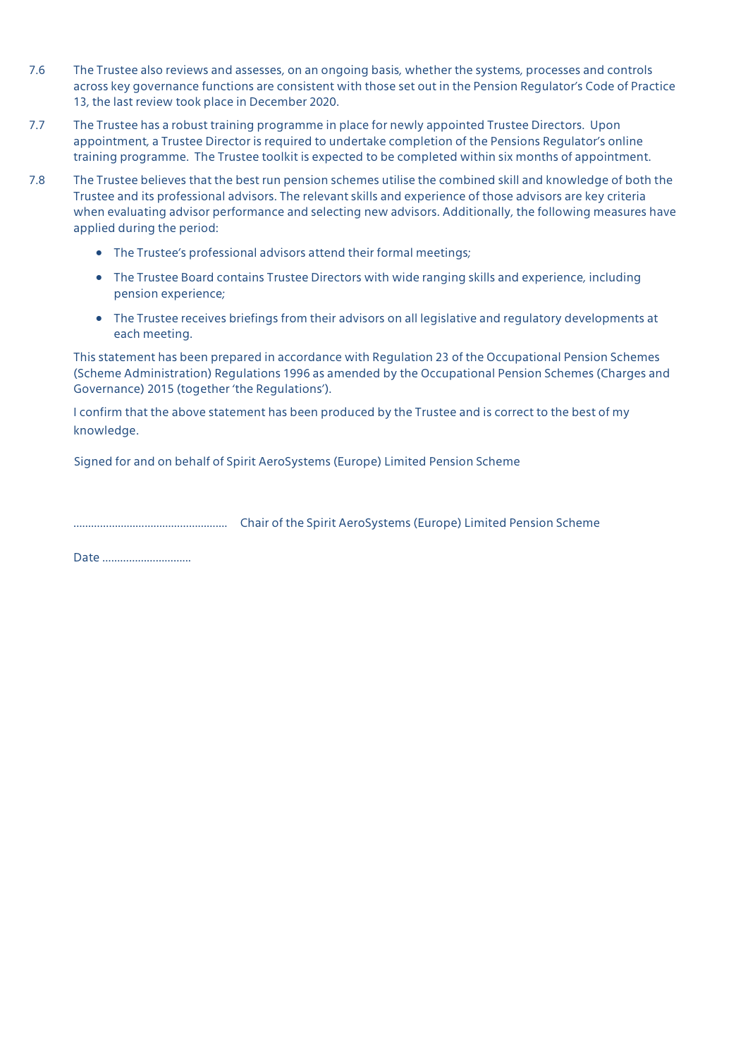7.6 The Trustee also reviews and assesses, on an ongoing basis, whether the systems, processes and controls across key governance functions are consistent with those set out in the Pension Regulator's Code of Practice 13, the last review took place in December 2020.

7.7 The Trustee has a robust training programme in place for newly appointed Trustee Directors. Upon appointment, a Trustee Director is required to undertake completion of the Pensions Regulator's online training programme. The Trustee toolkit is expected to be completed within six months of appointment.

7.8 The Trustee believes that the best run pension schemes utilise the combined skill and knowledge of both the Trustee and its professional advisors. The relevant skills and experience of those advisors are key criteria when evaluating advisor performance and selecting new advisors. Additionally, the following measures have applied during the period:

- The Trustee's professional advisors attend their formal meetings;
- The Trustee Board contains Trustee Directors with wide ranging skills and experience, including pension experience;
- The Trustee receives briefings from their advisors on all legislative and regulatory developments at each meeting.

This statement has been prepared in accordance with Regulation 23 of the Occupational Pension Schemes (Scheme Administration) Regulations 1996 as amended by the Occupational Pension Schemes (Charges and Governance) 2015 (together 'the Regulations').

I confirm that the above statement has been produced by the Trustee and is correct to the best of my knowledge.

Signed for and on behalf of Spirit AeroSystems (Europe) Limited Pension Scheme

.................................................... Chair of the Spirit AeroSystems (Europe) Limited Pension Scheme

Date ..............................